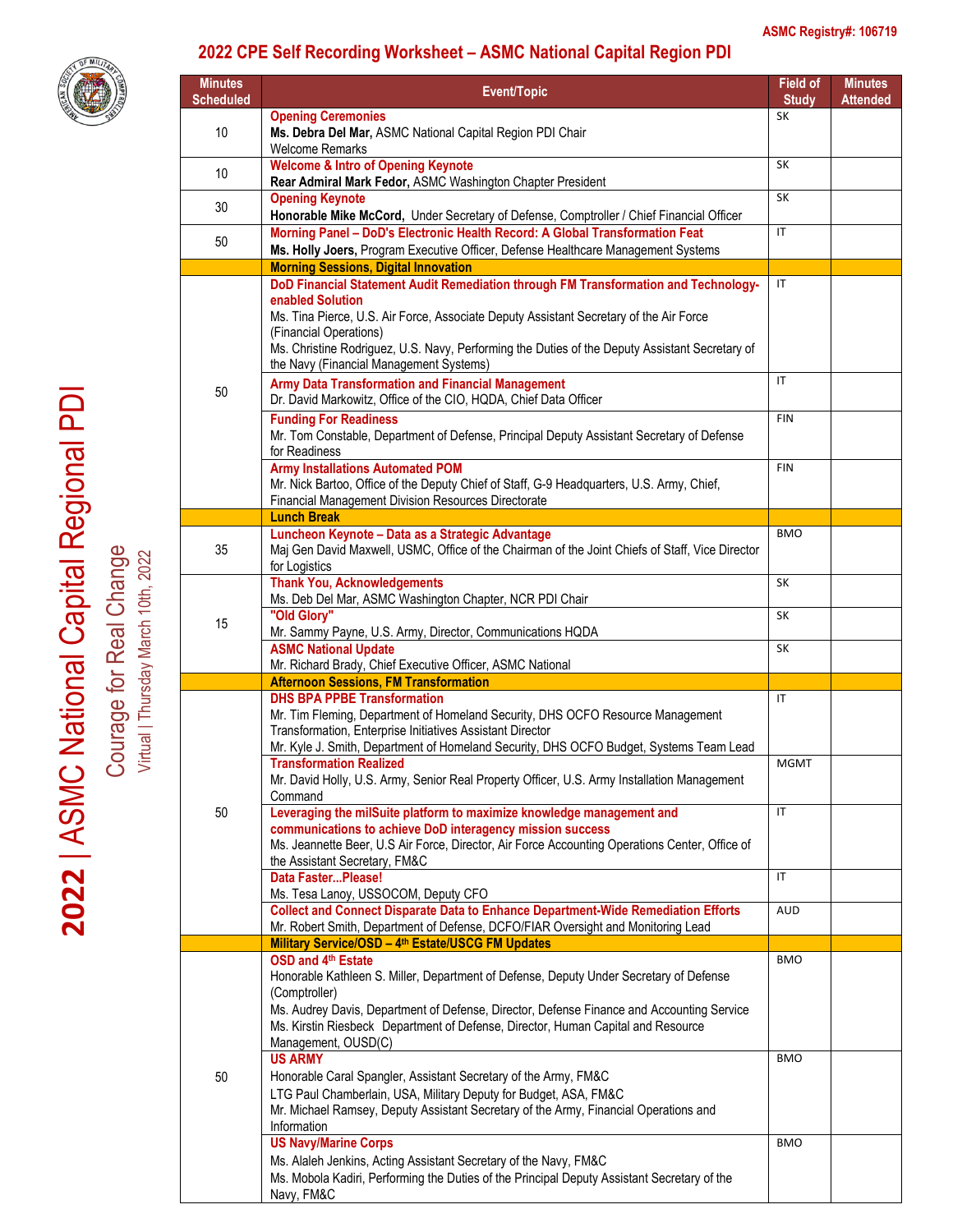ASMC Registry#: 106719

# 2022 CPE Self Recording Worksheet – ASMC National Capital Region PDI

**2022 | ASMC National Capital Regional PDI**

Courage for Real Change

Virtual | Thursday March 10th, 2022

| Minutes Scheduled | Event/Topic | Field of Study | Minutes Attended |
|---|---|---|---|
| 10 | **Opening Ceremonies**<br>**Ms. Debra Del Mar,** ASMC National Capital Region PDI Chair<br>Welcome Remarks | SK | |
| 10 | **Welcome & Intro of Opening Keynote**<br>**Rear Admiral Mark Fedor,** ASMC Washington Chapter President | SK | |
| 30 | **Opening Keynote**<br>**Honorable Mike McCord,** Under Secretary of Defense, Comptroller / Chief Financial Officer | SK | |
| 50 | **Morning Panel – DoD's Electronic Health Record: A Global Transformation Feat**<br>**Ms. Holly Joers,** Program Executive Officer, Defense Healthcare Management Systems | IT | |
| | **Morning Sessions, Digital Innovation** | | |
| 50 | **DoD Financial Statement Audit Remediation through FM Transformation and Technology-enabled Solution**<br>Ms. Tina Pierce, U.S. Air Force, Associate Deputy Assistant Secretary of the Air Force (Financial Operations)<br>Ms. Christine Rodriguez, U.S. Navy, Performing the Duties of the Deputy Assistant Secretary of the Navy (Financial Management Systems) | IT | |
| | **Army Data Transformation and Financial Management**<br>Dr. David Markowitz, Office of the CIO, HQDA, Chief Data Officer | IT | |
| | **Funding For Readiness**<br>Mr. Tom Constable, Department of Defense, Principal Deputy Assistant Secretary of Defense for Readiness | FIN | |
| | **Army Installations Automated POM**<br>Mr. Nick Bartoo, Office of the Deputy Chief of Staff, G-9 Headquarters, U.S. Army, Chief, Financial Management Division Resources Directorate | FIN | |
| | **Lunch Break** | | |
| 35 | **Luncheon Keynote – Data as a Strategic Advantage**<br>Maj Gen David Maxwell, USMC, Office of the Chairman of the Joint Chiefs of Staff, Vice Director for Logistics | BMO | |
| 15 | **Thank You, Acknowledgements**<br>Ms. Deb Del Mar, ASMC Washington Chapter, NCR PDI Chair | SK | |
| | **"Old Glory"**<br>Mr. Sammy Payne, U.S. Army, Director, Communications HQDA | SK | |
| | **ASMC National Update**<br>Mr. Richard Brady, Chief Executive Officer, ASMC National | SK | |
| | **Afternoon Sessions, FM Transformation** | | |
| 50 | **DHS BPA PPBE Transformation**<br>Mr. Tim Fleming, Department of Homeland Security, DHS OCFO Resource Management Transformation, Enterprise Initiatives Assistant Director<br>Mr. Kyle J. Smith, Department of Homeland Security, DHS OCFO Budget, Systems Team Lead | IT | |
| | **Transformation Realized**<br>Mr. David Holly, U.S. Army, Senior Real Property Officer, U.S. Army Installation Management Command | MGMT | |
| | **Leveraging the milSuite platform to maximize knowledge management and communications to achieve DoD interagency mission success**<br>Ms. Jeannette Beer, U.S Air Force, Director, Air Force Accounting Operations Center, Office of the Assistant Secretary, FM&C | IT | |
| | **Data Faster...Please!**<br>Ms. Tesa Lanoy, USSOCOM, Deputy CFO | IT | |
| | **Collect and Connect Disparate Data to Enhance Department-Wide Remediation Efforts**<br>Mr. Robert Smith, Department of Defense, DCFO/FIAR Oversight and Monitoring Lead | AUD | |
| | **Military Service/OSD – 4th Estate/USCG FM Updates** | | |
| 50 | **OSD and 4th Estate**<br>Honorable Kathleen S. Miller, Department of Defense, Deputy Under Secretary of Defense (Comptroller)<br>Ms. Audrey Davis, Department of Defense, Director, Defense Finance and Accounting Service<br>Ms. Kirstin Riesbeck Department of Defense, Director, Human Capital and Resource Management, OUSD(C) | BMO | |
| | **US ARMY**<br>Honorable Caral Spangler, Assistant Secretary of the Army, FM&C<br>LTG Paul Chamberlain, USA, Military Deputy for Budget, ASA, FM&C<br>Mr. Michael Ramsey, Deputy Assistant Secretary of the Army, Financial Operations and Information | BMO | |
| | **US Navy/Marine Corps**<br>Ms. Alaleh Jenkins, Acting Assistant Secretary of the Navy, FM&C<br>Ms. Mobola Kadiri, Performing the Duties of the Principal Deputy Assistant Secretary of the Navy, FM&C | BMO | |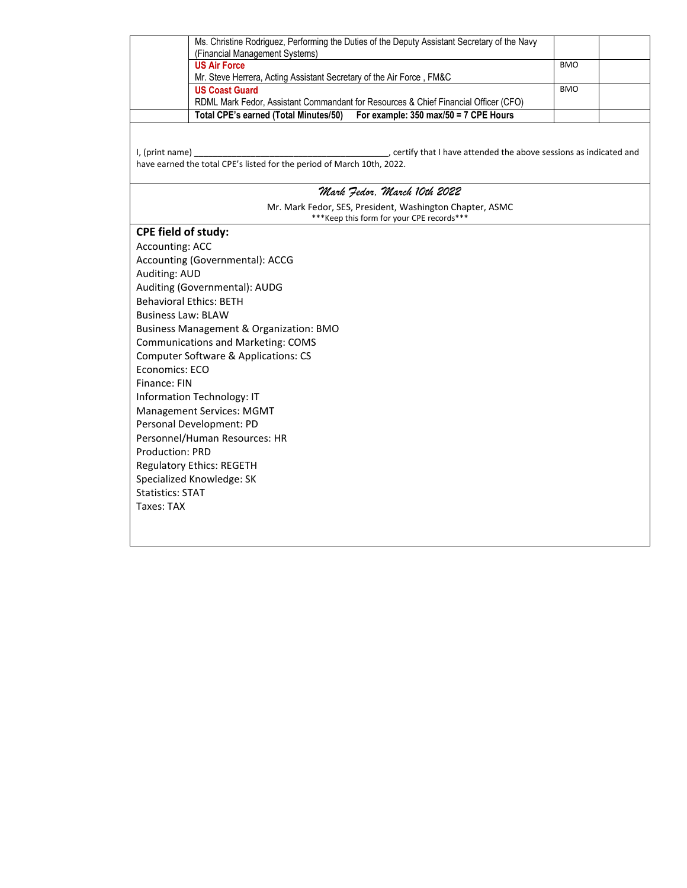| | | | |
|---|---|---|---|
| | Ms. Christine Rodriguez, Performing the Duties of the Deputy Assistant Secretary of the Navy (Financial Management Systems) | | |
| | **US Air Force** Mr. Steve Herrera, Acting Assistant Secretary of the Air Force , FM&C | BMO | |
| | **US Coast Guard** RDML Mark Fedor, Assistant Commandant for Resources & Chief Financial Officer (CFO) | BMO | |
| | **Total CPE's earned (Total Minutes/50) For example: 350 max/50 = 7 CPE Hours** | | |

I, (print name) ________________________________________, certify that I have attended the above sessions as indicated and have earned the total CPE's listed for the period of March 10th, 2022.

*Mark Fedor, March 10th 2022*

Mr. Mark Fedor, SES, President, Washington Chapter, ASMC

***Keep this form for your CPE records***

**CPE field of study:**

Accounting: ACC
Accounting (Governmental): ACCG
Auditing: AUD
Auditing (Governmental): AUDG
Behavioral Ethics: BETH
Business Law: BLAW
Business Management & Organization: BMO
Communications and Marketing: COMS
Computer Software & Applications: CS
Economics: ECO
Finance: FIN
Information Technology: IT
Management Services: MGMT
Personal Development: PD
Personnel/Human Resources: HR
Production: PRD
Regulatory Ethics: REGETH
Specialized Knowledge: SK
Statistics: STAT
Taxes: TAX